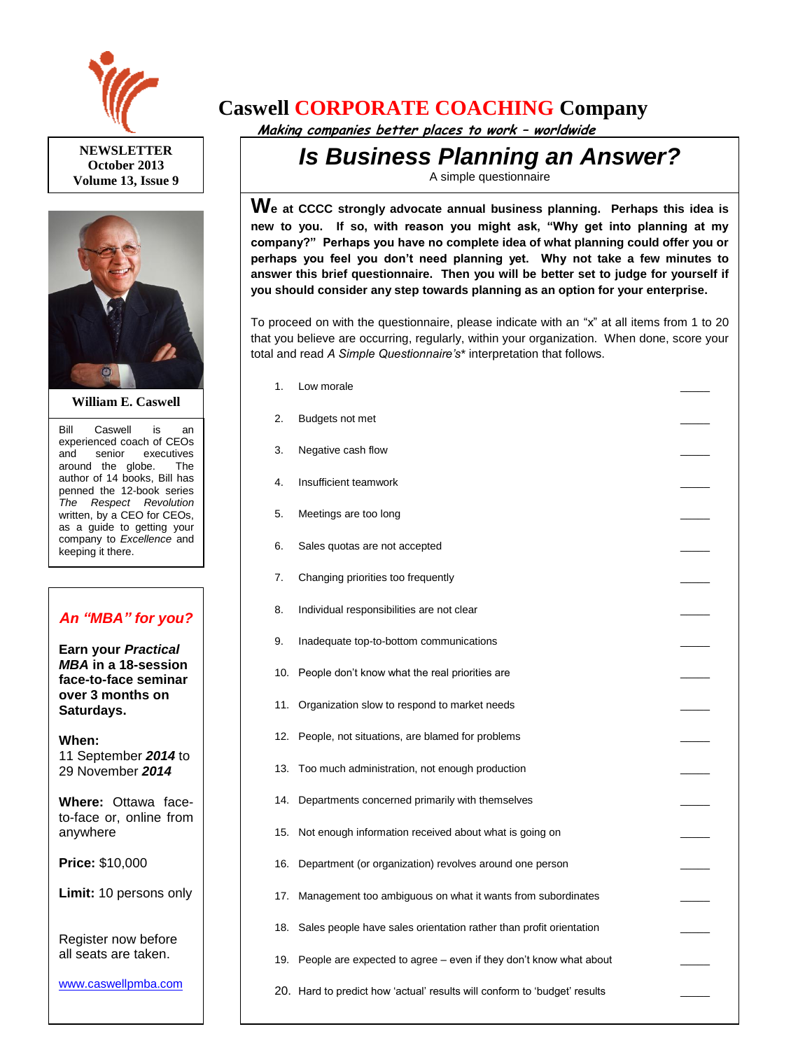# Caswell CORPORATE COACHING Company

*Making companies better places to work – worldwide*

**NEWSLETTER**
**October 2013**
**Volume 13, Issue 9**

**William E. Caswell**

Bill Caswell is an experienced coach of CEOs and senior executives around the globe. The author of 14 books, Bill has penned the 12-book series *The Respect Revolution* written, by a CEO for CEOs, as a guide to getting your company to *Excellence* and keeping it there.

## *An "MBA" for you?*

**Earn your *Practical MBA* in a 18-session face-to-face seminar over 3 months on Saturdays.**

**When:**
11 September ***2014*** to 29 November ***2014***

**Where:** Ottawa face-to-face or, online from anywhere

**Price:** $10,000

**Limit:** 10 persons only

Register now before all seats are taken.

www.caswellpmba.com

# *Is Business Planning an Answer?*

A simple questionnaire

**We at CCCC strongly advocate annual business planning. Perhaps this idea is new to you. If so, with reason you might ask, "Why get into planning at my company?" Perhaps you have no complete idea of what planning could offer you or perhaps you feel you don't need planning yet. Why not take a few minutes to answer this brief questionnaire. Then you will be better set to judge for yourself if you should consider any step towards planning as an option for your enterprise.**

To proceed on with the questionnaire, please indicate with an "x" at all items from 1 to 20 that you believe are occurring, regularly, within your organization. When done, score your total and read *A Simple Questionnaire's*\* interpretation that follows.

1. Low morale _____
2. Budgets not met _____
3. Negative cash flow _____
4. Insufficient teamwork _____
5. Meetings are too long _____
6. Sales quotas are not accepted _____
7. Changing priorities too frequently _____
8. Individual responsibilities are not clear _____
9. Inadequate top-to-bottom communications _____
10. People don't know what the real priorities are _____
11. Organization slow to respond to market needs _____
12. People, not situations, are blamed for problems _____
13. Too much administration, not enough production _____
14. Departments concerned primarily with themselves _____
15. Not enough information received about what is going on _____
16. Department (or organization) revolves around one person _____
17. Management too ambiguous on what it wants from subordinates _____
18. Sales people have sales orientation rather than profit orientation _____
19. People are expected to agree – even if they don't know what about _____
20. Hard to predict how 'actual' results will conform to 'budget' results _____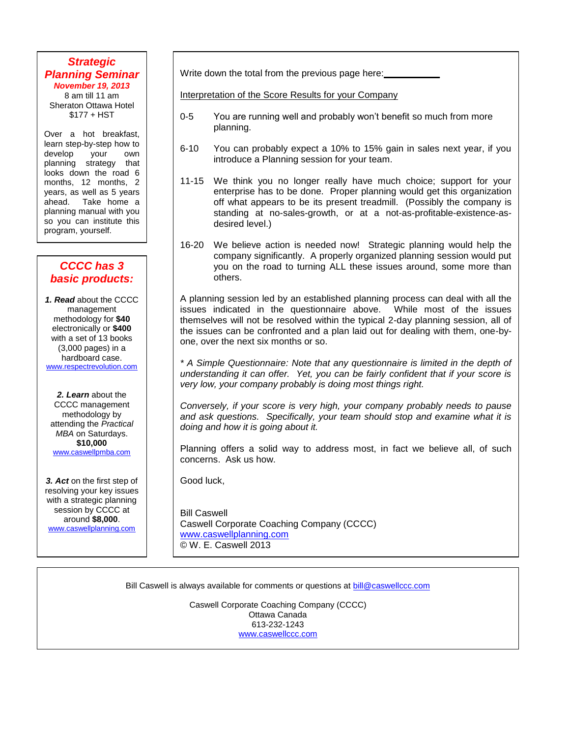**Strategic Planning Seminar**

**November 19, 2013**

8 am till 11 am

Sheraton Ottawa Hotel

$177 + HST

Over a hot breakfast, learn step-by-step how to develop your own planning strategy that looks down the road 6 months, 12 months, 2 years, as well as 5 years ahead. Take home a planning manual with you so you can institute this program, yourself.

**CCCC has 3 basic products:**

***1. Read*** about the CCCC management methodology for **$40** electronically or **$400** with a set of 13 books (3,000 pages) in a hardboard case.
www.respectrevolution.com

***2. Learn*** about the CCCC management methodology by attending the *Practical MBA* on Saturdays. **$10,000**
www.caswellpmba.com

***3. Act*** on the first step of resolving your key issues with a strategic planning session by CCCC at around **$8,000**.
www.caswellplanning.com

Write down the total from the previous page here:\_\_\_\_\_\_\_\_\_\_\_\_

Interpretation of the Score Results for your Company

0-5 You are running well and probably won't benefit so much from more planning.

6-10 You can probably expect a 10% to 15% gain in sales next year, if you introduce a Planning session for your team.

11-15 We think you no longer really have much choice; support for your enterprise has to be done. Proper planning would get this organization off what appears to be its present treadmill. (Possibly the company is standing at no-sales-growth, or at a not-as-profitable-existence-as-desired level.)

16-20 We believe action is needed now! Strategic planning would help the company significantly. A properly organized planning session would put you on the road to turning ALL these issues around, some more than others.

A planning session led by an established planning process can deal with all the issues indicated in the questionnaire above. While most of the issues themselves will not be resolved within the typical 2-day planning session, all of the issues can be confronted and a plan laid out for dealing with them, one-by-one, over the next six months or so.

*\* A Simple Questionnaire: Note that any questionnaire is limited in the depth of understanding it can offer. Yet, you can be fairly confident that if your score is very low, your company probably is doing most things right.*

*Conversely, if your score is very high, your company probably needs to pause and ask questions. Specifically, your team should stop and examine what it is doing and how it is going about it.*

Planning offers a solid way to address most, in fact we believe all, of such concerns. Ask us how.

Good luck,

Bill Caswell
Caswell Corporate Coaching Company (CCCC)
www.caswellplanning.com
© W. E. Caswell 2013

Bill Caswell is always available for comments or questions at bill@caswellccc.com

Caswell Corporate Coaching Company (CCCC)
Ottawa Canada
613-232-1243
www.caswellccc.com